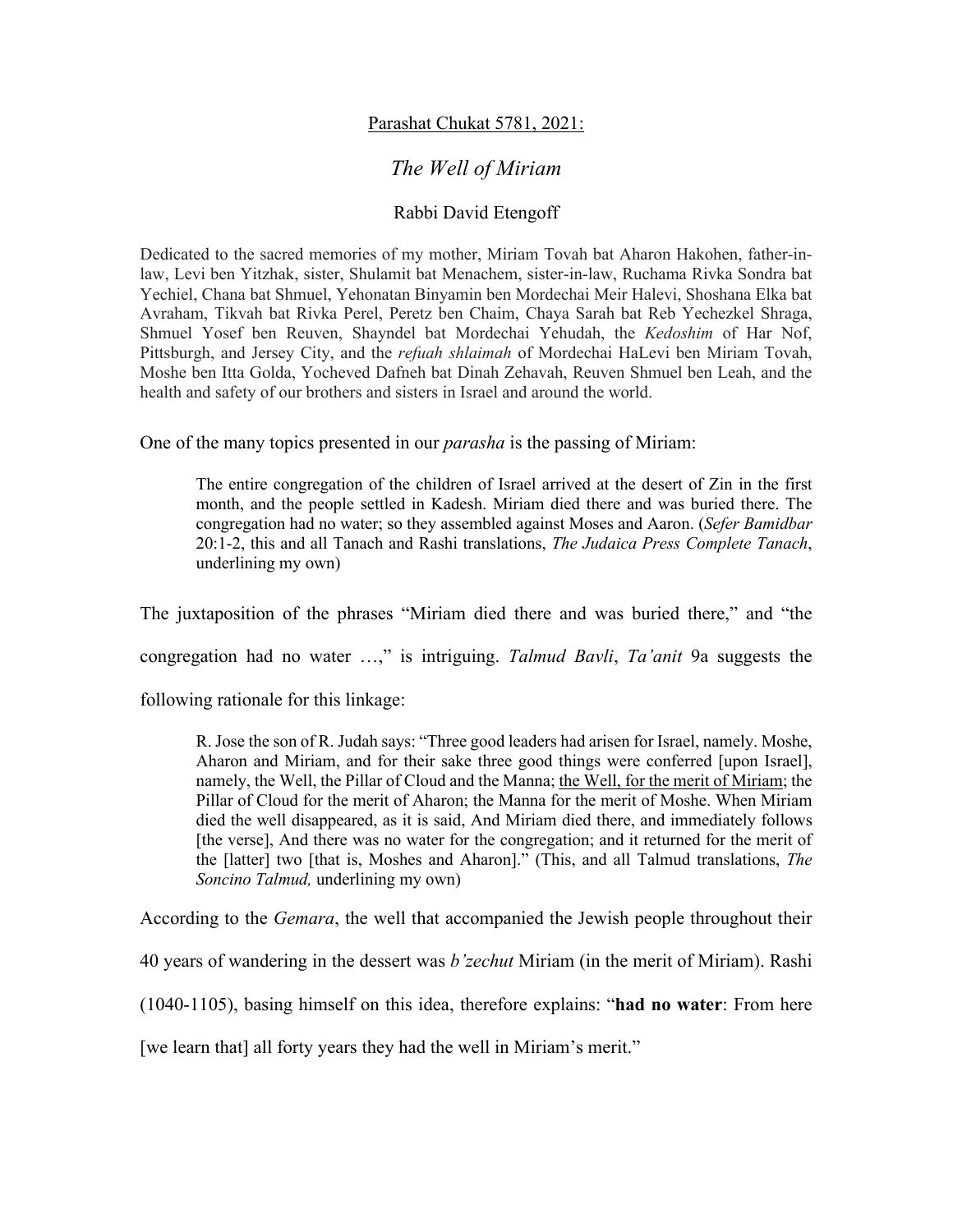<u>Parashat Chukat 5781, 2021:</u>

# *The Well of Miriam*

Rabbi David Etengoff

Dedicated to the sacred memories of my mother, Miriam Tovah bat Aharon Hakohen, father-in-law, Levi ben Yitzhak, sister, Shulamit bat Menachem, sister-in-law, Ruchama Rivka Sondra bat Yechiel, Chana bat Shmuel, Yehonatan Binyamin ben Mordechai Meir Halevi, Shoshana Elka bat Avraham, Tikvah bat Rivka Perel, Peretz ben Chaim, Chaya Sarah bat Reb Yechezkel Shraga, Shmuel Yosef ben Reuven, Shayndel bat Mordechai Yehudah, the *Kedoshim* of Har Nof, Pittsburgh, and Jersey City, and the *refuah shlaimah* of Mordechai HaLevi ben Miriam Tovah, Moshe ben Itta Golda, Yocheved Dafneh bat Dinah Zehavah, Reuven Shmuel ben Leah, and the health and safety of our brothers and sisters in Israel and around the world.

One of the many topics presented in our *parasha* is the passing of Miriam:

> The entire congregation of the children of Israel arrived at the desert of Zin in the first month, and the people settled in Kadesh. Miriam died there and was buried there. The congregation had no water; so they assembled against Moses and Aaron. (*Sefer Bamidbar* 20:1-2, this and all Tanach and Rashi translations, *The Judaica Press Complete Tanach*, underlining my own)

The juxtaposition of the phrases "Miriam died there and was buried there," and "the congregation had no water …," is intriguing. *Talmud Bavli*, *Ta'anit* 9a suggests the following rationale for this linkage:

> R. Jose the son of R. Judah says: "Three good leaders had arisen for Israel, namely. Moshe, Aharon and Miriam, and for their sake three good things were conferred [upon Israel], namely, the Well, the Pillar of Cloud and the Manna; <u>the Well, for the merit of Miriam</u>; the Pillar of Cloud for the merit of Aharon; the Manna for the merit of Moshe. When Miriam died the well disappeared, as it is said, And Miriam died there, and immediately follows [the verse], And there was no water for the congregation; and it returned for the merit of the [latter] two [that is, Moshes and Aharon]." (This, and all Talmud translations, *The Soncino Talmud,* underlining my own)

According to the *Gemara*, the well that accompanied the Jewish people throughout their 40 years of wandering in the dessert was *b'zechut* Miriam (in the merit of Miriam). Rashi (1040-1105), basing himself on this idea, therefore explains: "**had no water**: From here [we learn that] all forty years they had the well in Miriam's merit."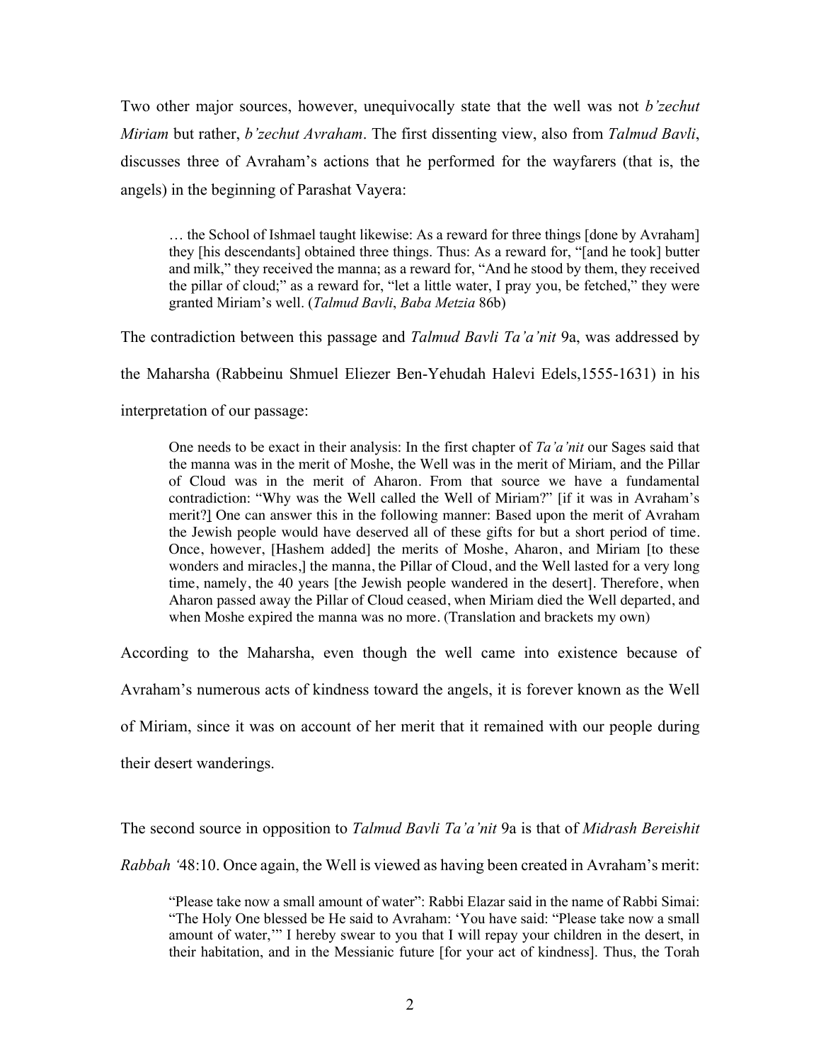Two other major sources, however, unequivocally state that the well was not *b'zechut Miriam* but rather, *b'zechut Avraham*. The first dissenting view, also from *Talmud Bavli*, discusses three of Avraham's actions that he performed for the wayfarers (that is, the angels) in the beginning of Parashat Vayera:

> … the School of Ishmael taught likewise: As a reward for three things [done by Avraham] they [his descendants] obtained three things. Thus: As a reward for, "[and he took] butter and milk," they received the manna; as a reward for, "And he stood by them, they received the pillar of cloud;" as a reward for, "let a little water, I pray you, be fetched," they were granted Miriam's well. (*Talmud Bavli*, *Baba Metzia* 86b)

The contradiction between this passage and *Talmud Bavli Ta'a'nit* 9a, was addressed by the Maharsha (Rabbeinu Shmuel Eliezer Ben-Yehudah Halevi Edels,1555-1631) in his interpretation of our passage:

> One needs to be exact in their analysis: In the first chapter of *Ta'a'nit* our Sages said that the manna was in the merit of Moshe, the Well was in the merit of Miriam, and the Pillar of Cloud was in the merit of Aharon. From that source we have a fundamental contradiction: "Why was the Well called the Well of Miriam?" [if it was in Avraham's merit?] One can answer this in the following manner: Based upon the merit of Avraham the Jewish people would have deserved all of these gifts for but a short period of time. Once, however, [Hashem added] the merits of Moshe, Aharon, and Miriam [to these wonders and miracles,] the manna, the Pillar of Cloud, and the Well lasted for a very long time, namely, the 40 years [the Jewish people wandered in the desert]. Therefore, when Aharon passed away the Pillar of Cloud ceased, when Miriam died the Well departed, and when Moshe expired the manna was no more. (Translation and brackets my own)

According to the Maharsha, even though the well came into existence because of Avraham's numerous acts of kindness toward the angels, it is forever known as the Well of Miriam, since it was on account of her merit that it remained with our people during their desert wanderings.

The second source in opposition to *Talmud Bavli Ta'a'nit* 9a is that of *Midrash Bereishit Rabbah* '48:10. Once again, the Well is viewed as having been created in Avraham's merit:

> "Please take now a small amount of water": Rabbi Elazar said in the name of Rabbi Simai: "The Holy One blessed be He said to Avraham: 'You have said: "Please take now a small amount of water,"' I hereby swear to you that I will repay your children in the desert, in their habitation, and in the Messianic future [for your act of kindness]. Thus, the Torah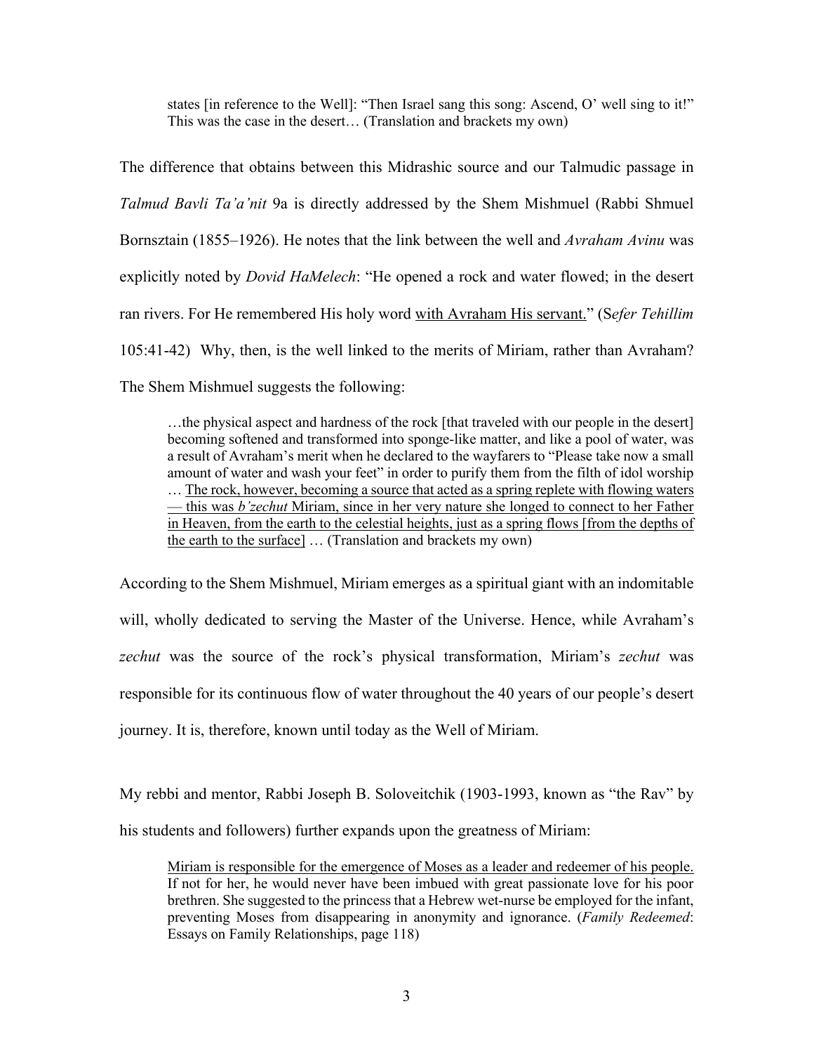> states [in reference to the Well]: "Then Israel sang this song: Ascend, O' well sing to it!" This was the case in the desert… (Translation and brackets my own)

The difference that obtains between this Midrashic source and our Talmudic passage in *Talmud Bavli Ta'a'nit* 9a is directly addressed by the Shem Mishmuel (Rabbi Shmuel Bornsztain (1855–1926). He notes that the link between the well and *Avraham Avinu* was explicitly noted by *Dovid HaMelech*: "He opened a rock and water flowed; in the desert ran rivers. For He remembered His holy word <u>with Avraham His servant.</u>" (S*efer Tehillim* 105:41-42) Why, then, is the well linked to the merits of Miriam, rather than Avraham? The Shem Mishmuel suggests the following:

> …the physical aspect and hardness of the rock [that traveled with our people in the desert] becoming softened and transformed into sponge-like matter, and like a pool of water, was a result of Avraham's merit when he declared to the wayfarers to "Please take now a small amount of water and wash your feet" in order to purify them from the filth of idol worship … <u>The rock, however, becoming a source that acted as a spring replete with flowing waters — this was *b'zechut* Miriam, since in her very nature she longed to connect to her Father in Heaven, from the earth to the celestial heights, just as a spring flows [from the depths of the earth to the surface]</u> … (Translation and brackets my own)

According to the Shem Mishmuel, Miriam emerges as a spiritual giant with an indomitable will, wholly dedicated to serving the Master of the Universe. Hence, while Avraham's *zechut* was the source of the rock's physical transformation, Miriam's *zechut* was responsible for its continuous flow of water throughout the 40 years of our people's desert journey. It is, therefore, known until today as the Well of Miriam.

My rebbi and mentor, Rabbi Joseph B. Soloveitchik (1903-1993, known as "the Rav" by his students and followers) further expands upon the greatness of Miriam:

> <u>Miriam is responsible for the emergence of Moses as a leader and redeemer of his people.</u> If not for her, he would never have been imbued with great passionate love for his poor brethren. She suggested to the princess that a Hebrew wet-nurse be employed for the infant, preventing Moses from disappearing in anonymity and ignorance. (*Family Redeemed*: Essays on Family Relationships, page 118)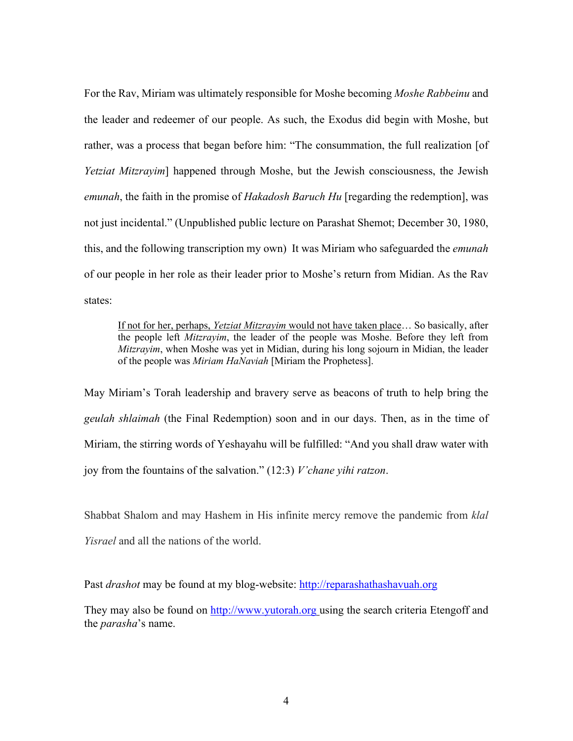For the Rav, Miriam was ultimately responsible for Moshe becoming *Moshe Rabbeinu* and the leader and redeemer of our people. As such, the Exodus did begin with Moshe, but rather, was a process that began before him: "The consummation, the full realization [of *Yetziat Mitzrayim*] happened through Moshe, but the Jewish consciousness, the Jewish *emunah*, the faith in the promise of *Hakadosh Baruch Hu* [regarding the redemption], was not just incidental." (Unpublished public lecture on Parashat Shemot; December 30, 1980, this, and the following transcription my own) It was Miriam who safeguarded the *emunah* of our people in her role as their leader prior to Moshe's return from Midian. As the Rav states:

> <u>If not for her, perhaps, *Yetziat Mitzrayim* would not have taken place</u>… So basically, after the people left *Mitzrayim*, the leader of the people was Moshe. Before they left from *Mitzrayim*, when Moshe was yet in Midian, during his long sojourn in Midian, the leader of the people was *Miriam HaNaviah* [Miriam the Prophetess].

May Miriam's Torah leadership and bravery serve as beacons of truth to help bring the *geulah shlaimah* (the Final Redemption) soon and in our days. Then, as in the time of Miriam, the stirring words of Yeshayahu will be fulfilled: "And you shall draw water with joy from the fountains of the salvation." (12:3) *V'chane yihi ratzon*.

Shabbat Shalom and may Hashem in His infinite mercy remove the pandemic from *klal Yisrael* and all the nations of the world.

Past *drashot* may be found at my blog-website: http://reparashathashavuah.org

They may also be found on http://www.yutorah.org using the search criteria Etengoff and the *parasha*'s name.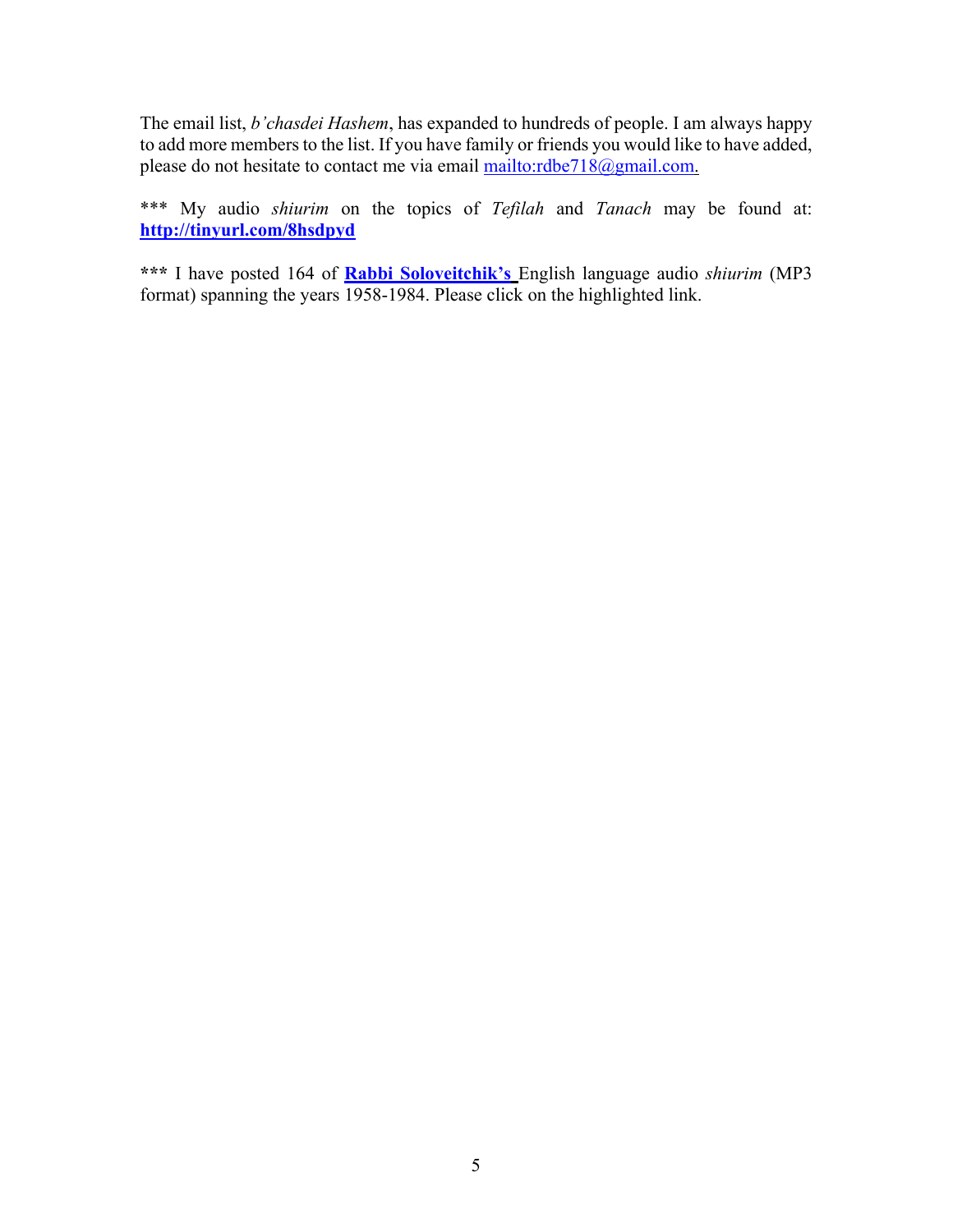The email list, *b'chasdei Hashem*, has expanded to hundreds of people. I am always happy to add more members to the list. If you have family or friends you would like to have added, please do not hesitate to contact me via email mailto:rdbe718@gmail.com.

*** My audio *shiurim* on the topics of *Tefilah* and *Tanach* may be found at: **http://tinyurl.com/8hsdpyd**

*** I have posted 164 of **Rabbi Soloveitchik's** English language audio *shiurim* (MP3 format) spanning the years 1958-1984. Please click on the highlighted link.